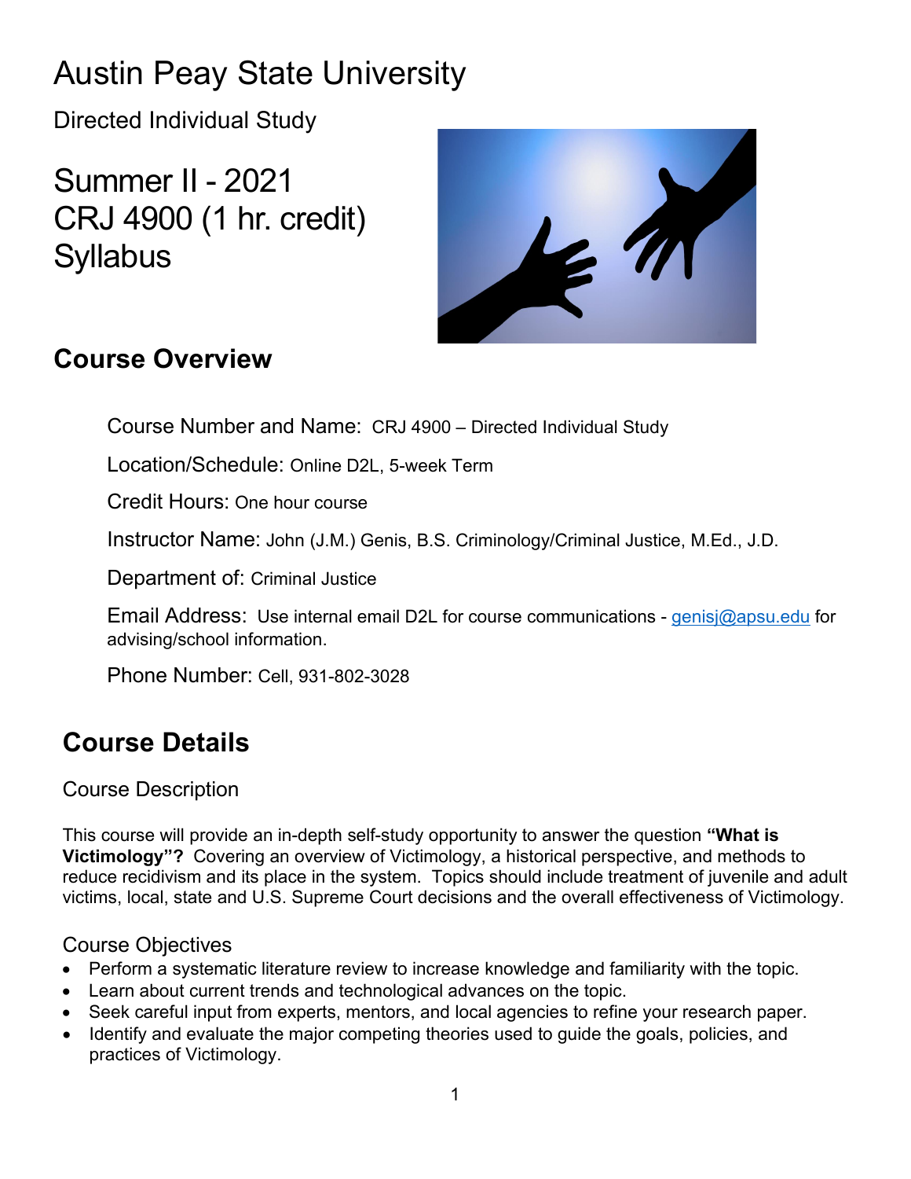# Austin Peay State University

Directed Individual Study

# Summer II - 2021
# CRJ 4900 (1 hr. credit)
# Syllabus

## Course Overview

Course Number and Name: CRJ 4900 – Directed Individual Study

Location/Schedule: Online D2L, 5-week Term

Credit Hours: One hour course

Instructor Name: John (J.M.) Genis, B.S. Criminology/Criminal Justice, M.Ed., J.D.

Department of: Criminal Justice

Email Address: Use internal email D2L for course communications - genisj@apsu.edu for advising/school information.

Phone Number: Cell, 931-802-3028

## Course Details

### Course Description

This course will provide an in-depth self-study opportunity to answer the question **"What is Victimology"?** Covering an overview of Victimology, a historical perspective, and methods to reduce recidivism and its place in the system. Topics should include treatment of juvenile and adult victims, local, state and U.S. Supreme Court decisions and the overall effectiveness of Victimology.

### Course Objectives

- Perform a systematic literature review to increase knowledge and familiarity with the topic.
- Learn about current trends and technological advances on the topic.
- Seek careful input from experts, mentors, and local agencies to refine your research paper.
- Identify and evaluate the major competing theories used to guide the goals, policies, and practices of Victimology.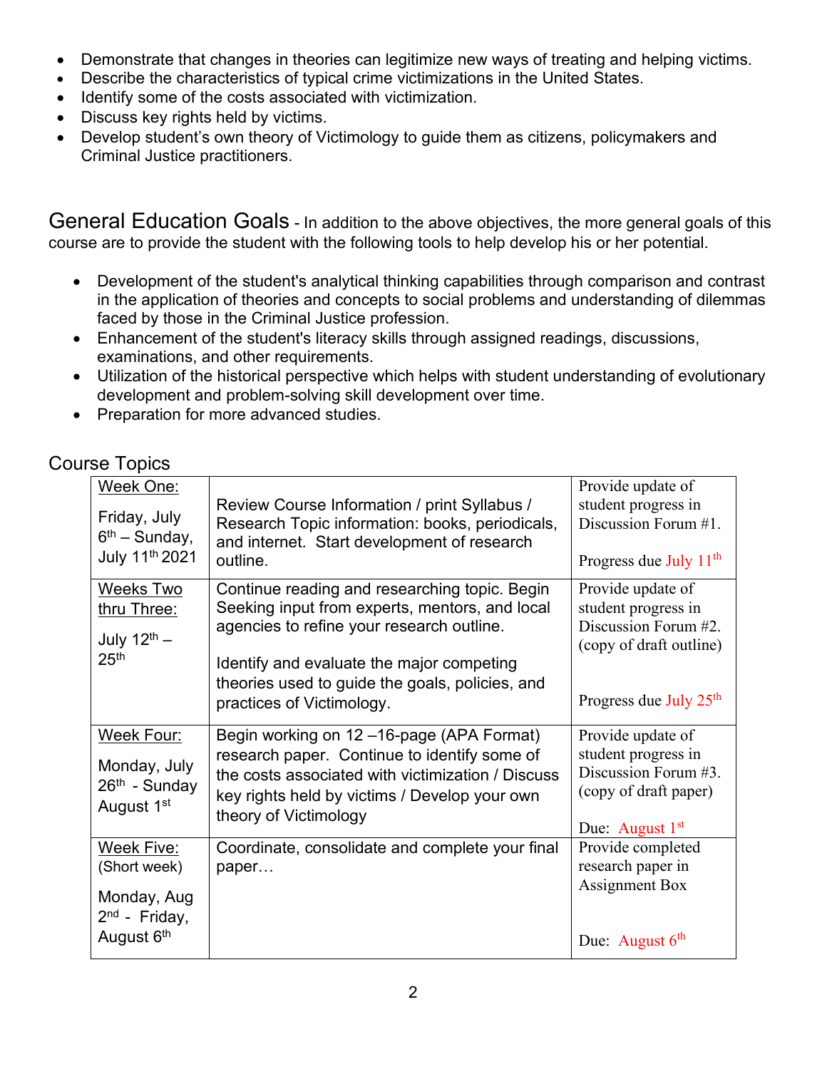- Demonstrate that changes in theories can legitimize new ways of treating and helping victims.
- Describe the characteristics of typical crime victimizations in the United States.
- Identify some of the costs associated with victimization.
- Discuss key rights held by victims.
- Develop student's own theory of Victimology to guide them as citizens, policymakers and Criminal Justice practitioners.

## General Education Goals

In addition to the above objectives, the more general goals of this course are to provide the student with the following tools to help develop his or her potential.

- Development of the student's analytical thinking capabilities through comparison and contrast in the application of theories and concepts to social problems and understanding of dilemmas faced by those in the Criminal Justice profession.
- Enhancement of the student's literacy skills through assigned readings, discussions, examinations, and other requirements.
- Utilization of the historical perspective which helps with student understanding of evolutionary development and problem-solving skill development over time.
- Preparation for more advanced studies.

## Course Topics

| Week | Activities | Deliverable |
| --- | --- | --- |
| Week One: Friday, July 6th – Sunday, July 11th 2021 | Review Course Information / print Syllabus / Research Topic information: books, periodicals, and internet. Start development of research outline. | Provide update of student progress in Discussion Forum #1. Progress due July 11th |
| Weeks Two thru Three: July 12th – 25th | Continue reading and researching topic. Begin Seeking input from experts, mentors, and local agencies to refine your research outline. Identify and evaluate the major competing theories used to guide the goals, policies, and practices of Victimology. | Provide update of student progress in Discussion Forum #2. (copy of draft outline) Progress due July 25th |
| Week Four: Monday, July 26th - Sunday August 1st | Begin working on 12 –16-page (APA Format) research paper. Continue to identify some of the costs associated with victimization / Discuss key rights held by victims / Develop your own theory of Victimology | Provide update of student progress in Discussion Forum #3. (copy of draft paper) Due: August 1st |
| Week Five: (Short week) Monday, Aug 2nd - Friday, August 6th | Coordinate, consolidate and complete your final paper… | Provide completed research paper in Assignment Box Due: August 6th |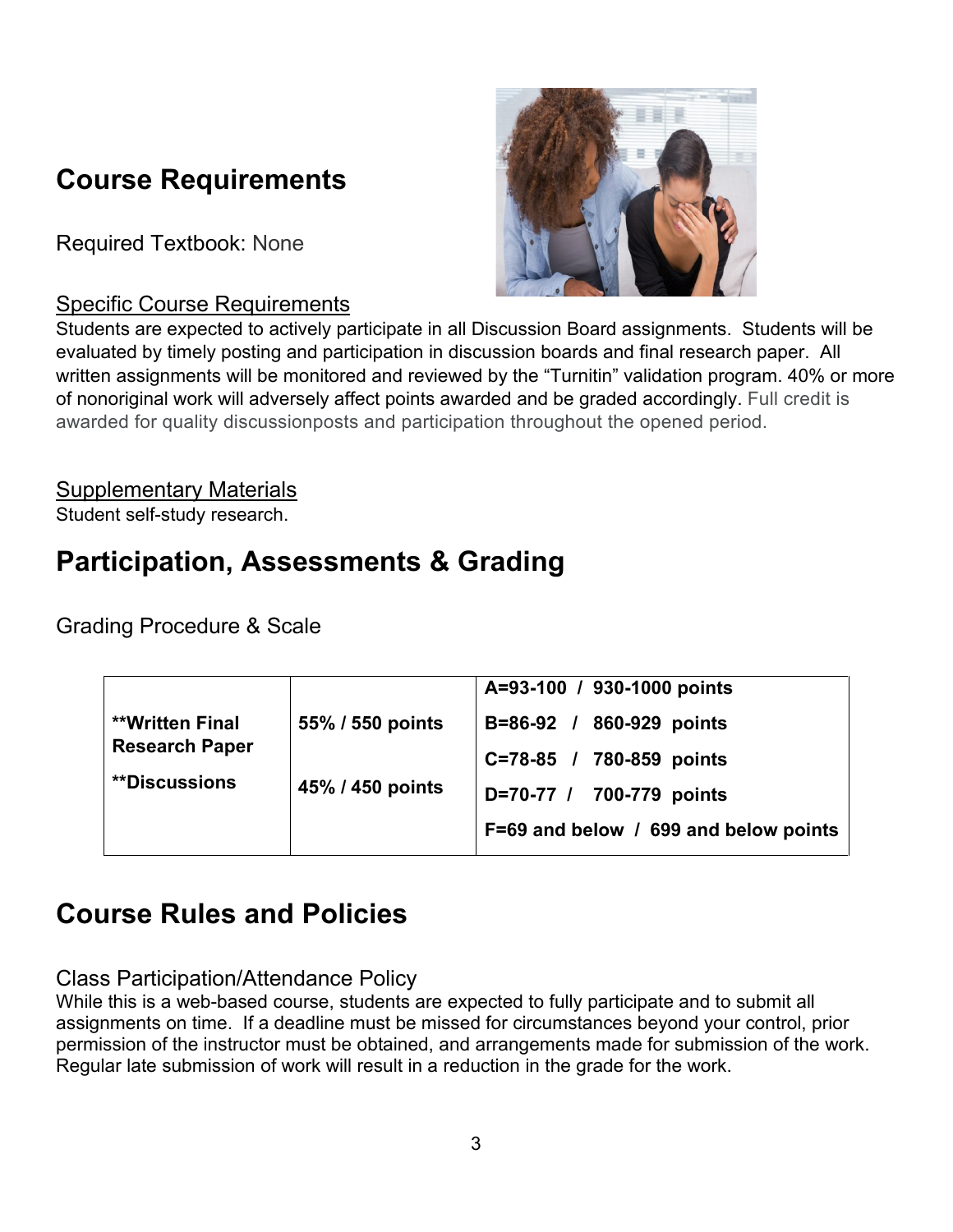## Course Requirements

Required Textbook: None

Specific Course Requirements

Students are expected to actively participate in all Discussion Board assignments. Students will be evaluated by timely posting and participation in discussion boards and final research paper. All written assignments will be monitored and reviewed by the "Turnitin" validation program. 40% or more of nonoriginal work will adversely affect points awarded and be graded accordingly. Full credit is awarded for quality discussionposts and participation throughout the opened period.

Supplementary Materials

Student self-study research.

## Participation, Assessments & Grading

Grading Procedure & Scale

| | | |
|---|---|---|
| | | **A=93-100 / 930-1000 points** |
| **\*\*Written Final Research Paper** | **55% / 550 points** | **B=86-92 / 860-929 points** |
| | | **C=78-85 / 780-859 points** |
| **\*\*Discussions** | **45% / 450 points** | **D=70-77 / 700-779 points** |
| | | **F=69 and below / 699 and below points** |

## Course Rules and Policies

Class Participation/Attendance Policy

While this is a web-based course, students are expected to fully participate and to submit all assignments on time. If a deadline must be missed for circumstances beyond your control, prior permission of the instructor must be obtained, and arrangements made for submission of the work. Regular late submission of work will result in a reduction in the grade for the work.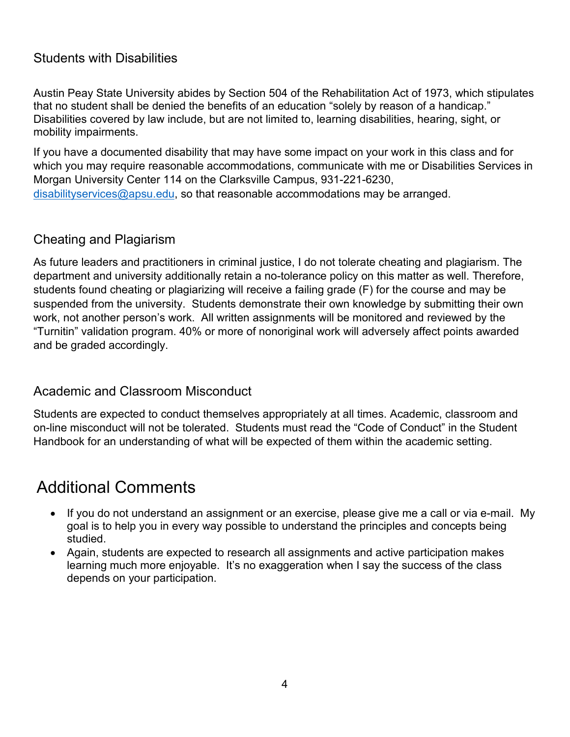### Students with Disabilities

Austin Peay State University abides by Section 504 of the Rehabilitation Act of 1973, which stipulates that no student shall be denied the benefits of an education “solely by reason of a handicap.” Disabilities covered by law include, but are not limited to, learning disabilities, hearing, sight, or mobility impairments.

If you have a documented disability that may have some impact on your work in this class and for which you may require reasonable accommodations, communicate with me or Disabilities Services in Morgan University Center 114 on the Clarksville Campus, 931-221-6230, disabilityservices@apsu.edu, so that reasonable accommodations may be arranged.

### Cheating and Plagiarism

As future leaders and practitioners in criminal justice, I do not tolerate cheating and plagiarism. The department and university additionally retain a no-tolerance policy on this matter as well. Therefore, students found cheating or plagiarizing will receive a failing grade (F) for the course and may be suspended from the university. Students demonstrate their own knowledge by submitting their own work, not another person’s work. All written assignments will be monitored and reviewed by the “Turnitin” validation program. 40% or more of nonoriginal work will adversely affect points awarded and be graded accordingly.

### Academic and Classroom Misconduct

Students are expected to conduct themselves appropriately at all times. Academic, classroom and on-line misconduct will not be tolerated. Students must read the “Code of Conduct” in the Student Handbook for an understanding of what will be expected of them within the academic setting.

## Additional Comments

- If you do not understand an assignment or an exercise, please give me a call or via e-mail. My goal is to help you in every way possible to understand the principles and concepts being studied.
- Again, students are expected to research all assignments and active participation makes learning much more enjoyable. It’s no exaggeration when I say the success of the class depends on your participation.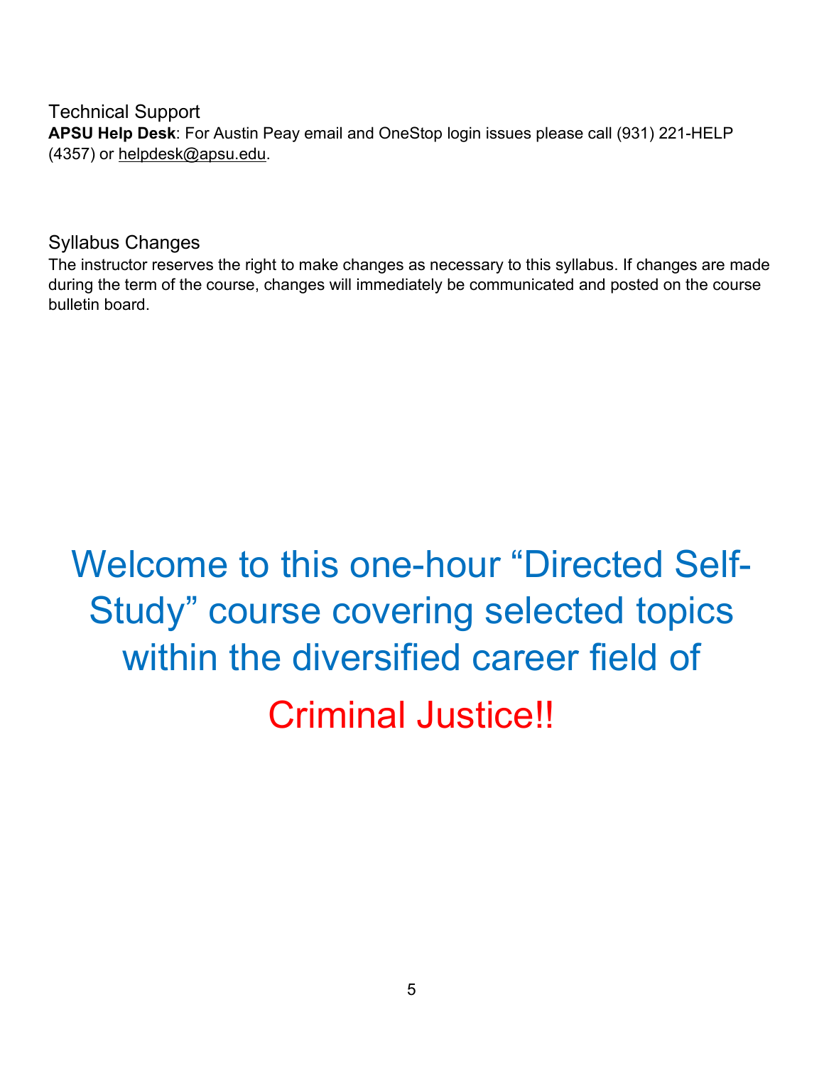## Technical Support

**APSU Help Desk**: For Austin Peay email and OneStop login issues please call (931) 221-HELP (4357) or helpdesk@apsu.edu.

## Syllabus Changes

The instructor reserves the right to make changes as necessary to this syllabus. If changes are made during the term of the course, changes will immediately be communicated and posted on the course bulletin board.

# Welcome to this one-hour "Directed Self-Study" course covering selected topics within the diversified career field of

# Criminal Justice!!